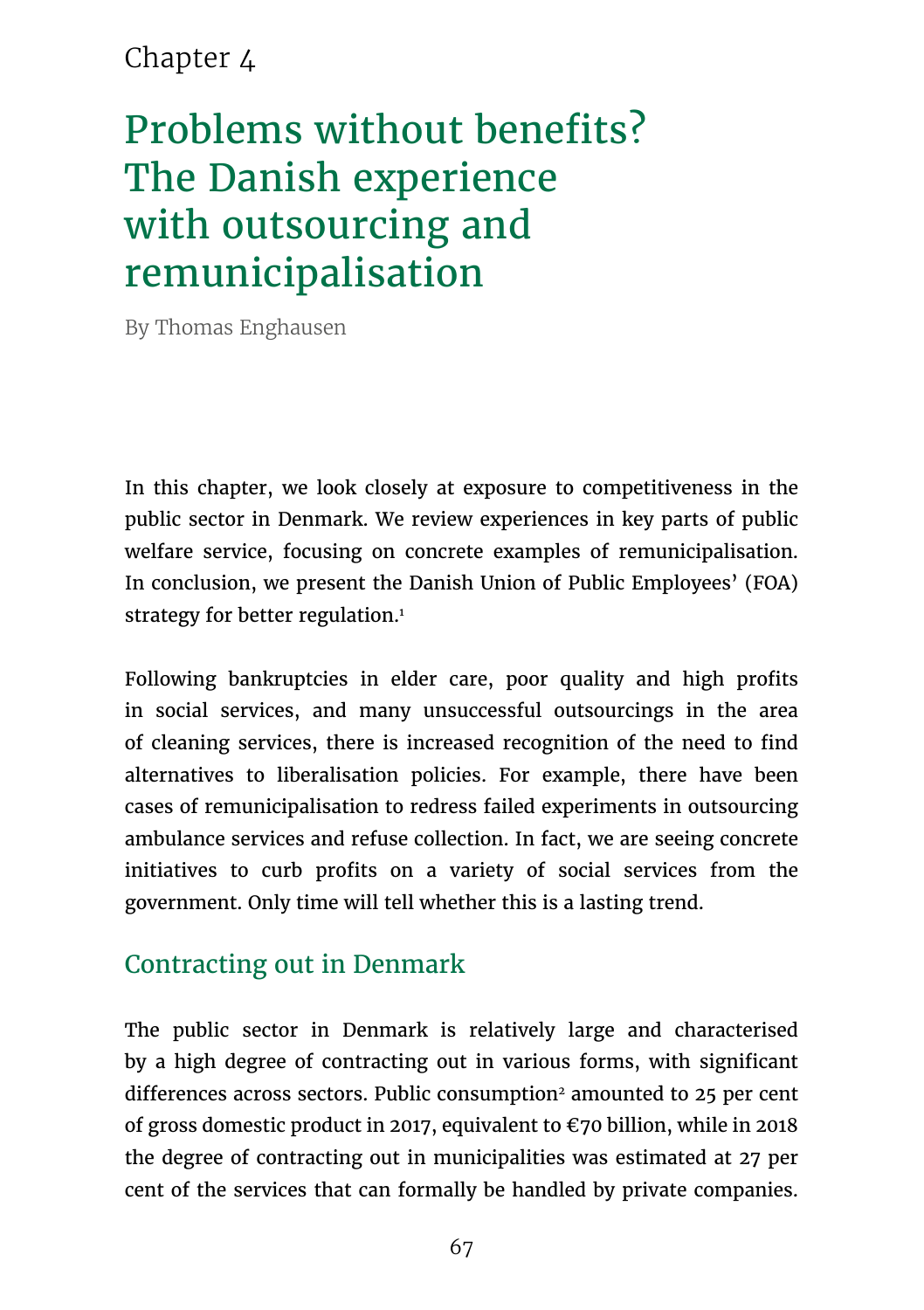Chapter 4

# Problems without benefits? The Danish experience with outsourcing and remunicipalisation

By Thomas Enghausen

In this chapter, we look closely at exposure to competitiveness in the public sector in Denmark. We review experiences in key parts of public welfare service, focusing on concrete examples of remunicipalisation. In conclusion, we present the Danish Union of Public Employees' (FOA) strategy for better regulation.[1]

Following bankruptcies in elder care, poor quality and high profits in social services, and many unsuccessful outsourcings in the area of cleaning services, there is increased recognition of the need to find alternatives to liberalisation policies. For example, there have been cases of remunicipalisation to redress failed experiments in outsourcing ambulance services and refuse collection. In fact, we are seeing concrete initiatives to curb profits on a variety of social services from the government. Only time will tell whether this is a lasting trend.

## Contracting out in Denmark

The public sector in Denmark is relatively large and characterised by a high degree of contracting out in various forms, with significant differences across sectors. Public consumption[2] amounted to 25 per cent of gross domestic product in 2017, equivalent to €70 billion, while in 2018 the degree of contracting out in municipalities was estimated at 27 per cent of the services that can formally be handled by private companies.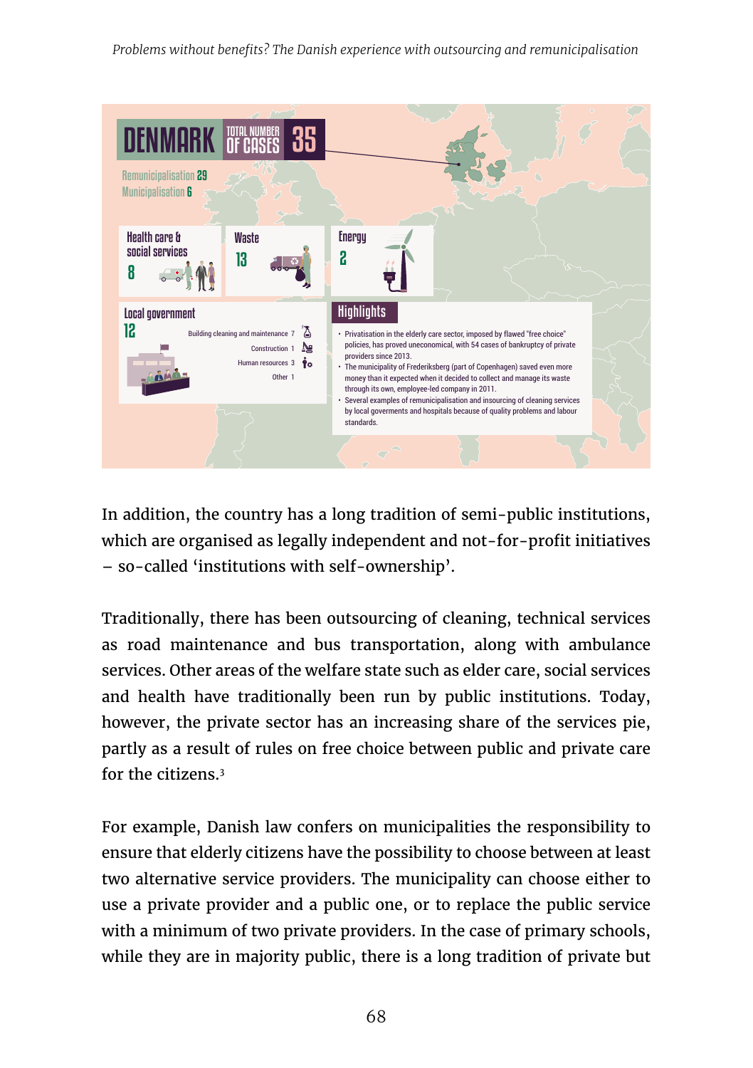# DENMARK

TOTAL NUMBER OF CASES 35

Remunicipalisation 29
Municipalisation 6

Health care & social services 8

Waste 13

Energy 2

Local government 12

- Building cleaning and maintenance 7
- Construction 1
- Human resources 3
- Other 1

## Highlights

- Privatisation in the elderly care sector, imposed by flawed "free choice" policies, has proved uneconomical, with 54 cases of bankruptcy of private providers since 2013.
- The municipality of Frederiksberg (part of Copenhagen) saved even more money than it expected when it decided to collect and manage its waste through its own, employee-led company in 2011.
- Several examples of remunicipalisation and insourcing of cleaning services by local goverments and hospitals because of quality problems and labour standards.

In addition, the country has a long tradition of semi-public institutions, which are organised as legally independent and not-for-profit initiatives – so-called 'institutions with self-ownership'.

Traditionally, there has been outsourcing of cleaning, technical services as road maintenance and bus transportation, along with ambulance services. Other areas of the welfare state such as elder care, social services and health have traditionally been run by public institutions. Today, however, the private sector has an increasing share of the services pie, partly as a result of rules on free choice between public and private care for the citizens.[3]

For example, Danish law confers on municipalities the responsibility to ensure that elderly citizens have the possibility to choose between at least two alternative service providers. The municipality can choose either to use a private provider and a public one, or to replace the public service with a minimum of two private providers. In the case of primary schools, while they are in majority public, there is a long tradition of private but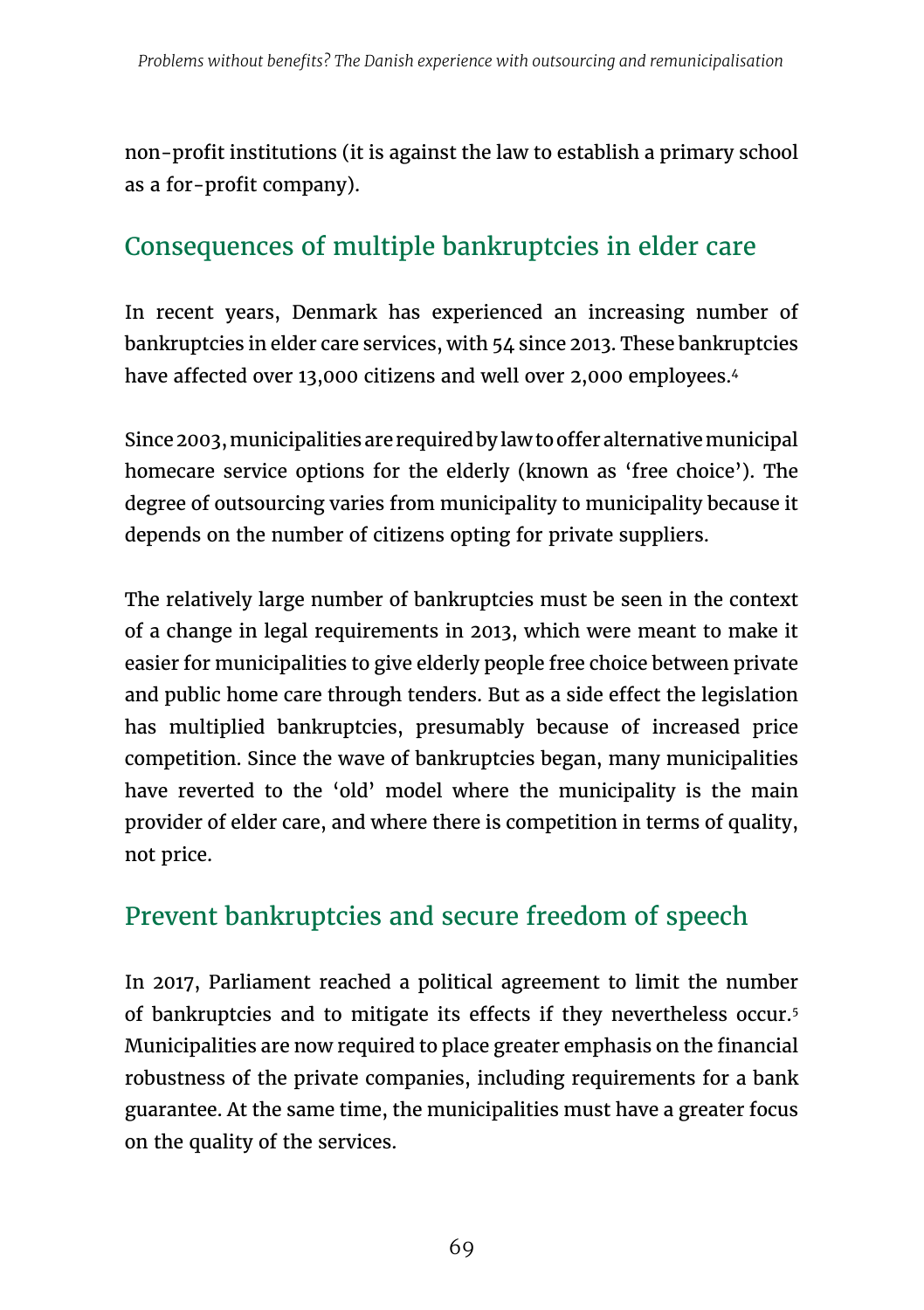non-profit institutions (it is against the law to establish a primary school as a for-profit company).

## Consequences of multiple bankruptcies in elder care

In recent years, Denmark has experienced an increasing number of bankruptcies in elder care services, with 54 since 2013. These bankruptcies have affected over 13,000 citizens and well over 2,000 employees.[4]

Since 2003, municipalities are required by law to offer alternative municipal homecare service options for the elderly (known as 'free choice'). The degree of outsourcing varies from municipality to municipality because it depends on the number of citizens opting for private suppliers.

The relatively large number of bankruptcies must be seen in the context of a change in legal requirements in 2013, which were meant to make it easier for municipalities to give elderly people free choice between private and public home care through tenders. But as a side effect the legislation has multiplied bankruptcies, presumably because of increased price competition. Since the wave of bankruptcies began, many municipalities have reverted to the 'old' model where the municipality is the main provider of elder care, and where there is competition in terms of quality, not price.

## Prevent bankruptcies and secure freedom of speech

In 2017, Parliament reached a political agreement to limit the number of bankruptcies and to mitigate its effects if they nevertheless occur.[5] Municipalities are now required to place greater emphasis on the financial robustness of the private companies, including requirements for a bank guarantee. At the same time, the municipalities must have a greater focus on the quality of the services.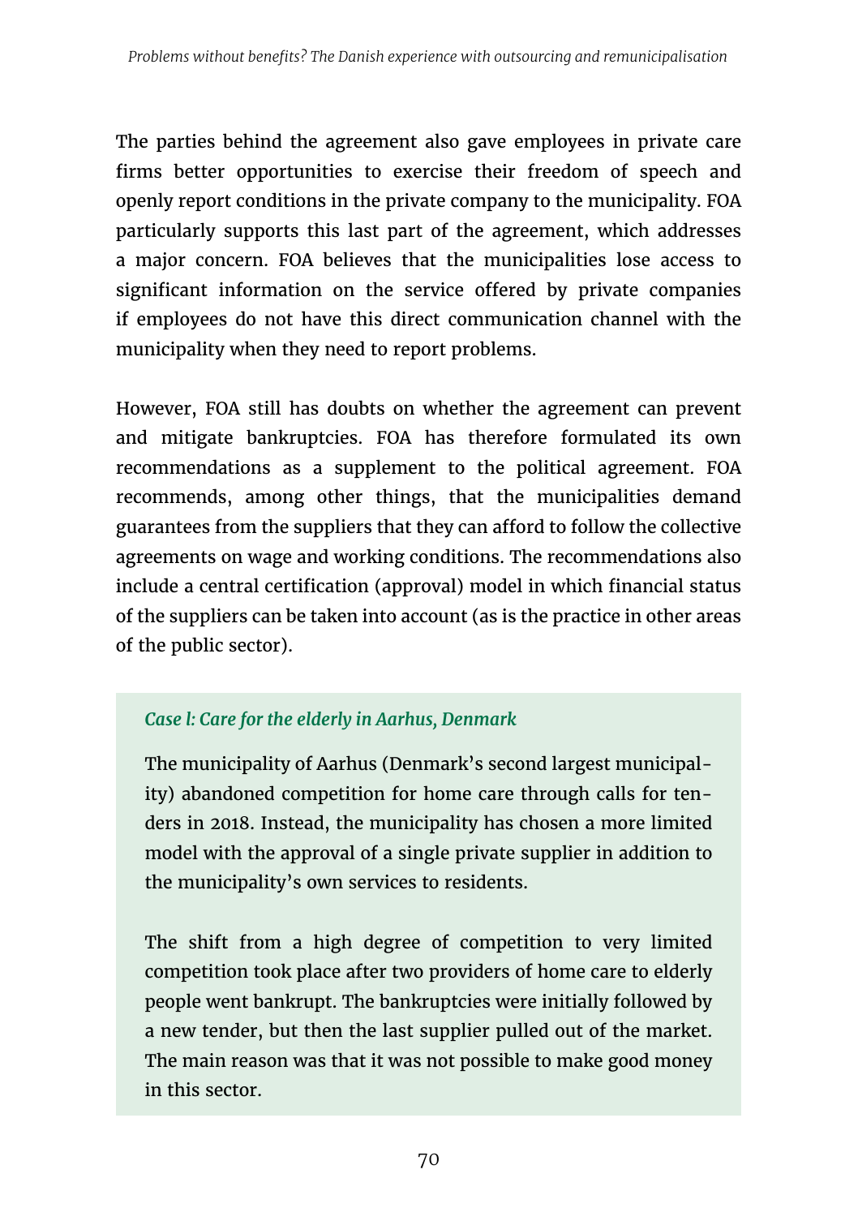The parties behind the agreement also gave employees in private care firms better opportunities to exercise their freedom of speech and openly report conditions in the private company to the municipality. FOA particularly supports this last part of the agreement, which addresses a major concern. FOA believes that the municipalities lose access to significant information on the service offered by private companies if employees do not have this direct communication channel with the municipality when they need to report problems.

However, FOA still has doubts on whether the agreement can prevent and mitigate bankruptcies. FOA has therefore formulated its own recommendations as a supplement to the political agreement. FOA recommends, among other things, that the municipalities demand guarantees from the suppliers that they can afford to follow the collective agreements on wage and working conditions. The recommendations also include a central certification (approval) model in which financial status of the suppliers can be taken into account (as is the practice in other areas of the public sector).

> ***Case l: Care for the elderly in Aarhus, Denmark***
>
> The municipality of Aarhus (Denmark's second largest municipality) abandoned competition for home care through calls for tenders in 2018. Instead, the municipality has chosen a more limited model with the approval of a single private supplier in addition to the municipality's own services to residents.
>
> The shift from a high degree of competition to very limited competition took place after two providers of home care to elderly people went bankrupt. The bankruptcies were initially followed by a new tender, but then the last supplier pulled out of the market. The main reason was that it was not possible to make good money in this sector.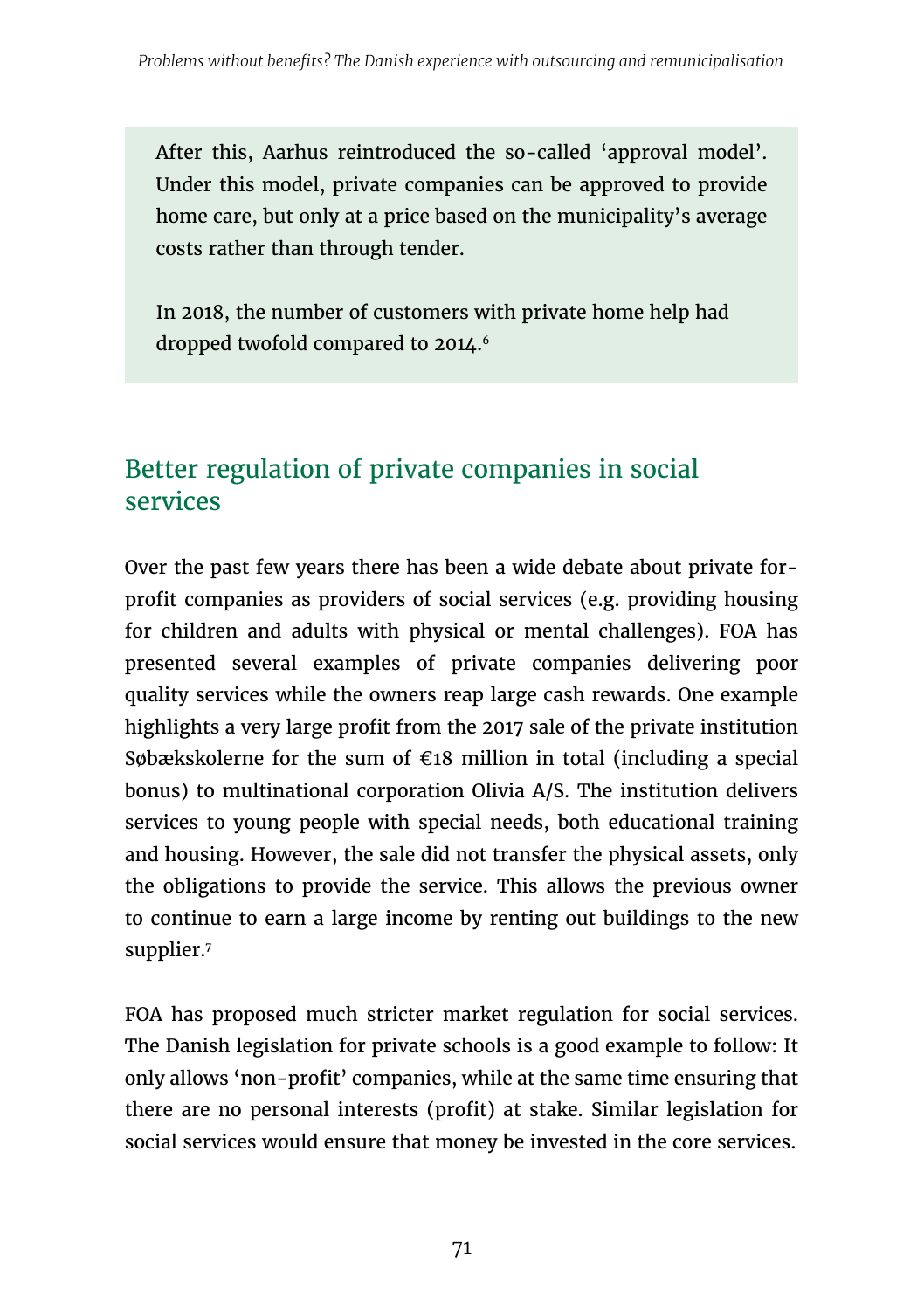After this, Aarhus reintroduced the so-called ‘approval model’. Under this model, private companies can be approved to provide home care, but only at a price based on the municipality’s average costs rather than through tender.

In 2018, the number of customers with private home help had dropped twofold compared to 2014.[6]

## Better regulation of private companies in social services

Over the past few years there has been a wide debate about private for-profit companies as providers of social services (e.g. providing housing for children and adults with physical or mental challenges). FOA has presented several examples of private companies delivering poor quality services while the owners reap large cash rewards. One example highlights a very large profit from the 2017 sale of the private institution Søbækskolerne for the sum of €18 million in total (including a special bonus) to multinational corporation Olivia A/S. The institution delivers services to young people with special needs, both educational training and housing. However, the sale did not transfer the physical assets, only the obligations to provide the service. This allows the previous owner to continue to earn a large income by renting out buildings to the new supplier.[7]

FOA has proposed much stricter market regulation for social services. The Danish legislation for private schools is a good example to follow: It only allows ‘non-profit’ companies, while at the same time ensuring that there are no personal interests (profit) at stake. Similar legislation for social services would ensure that money be invested in the core services.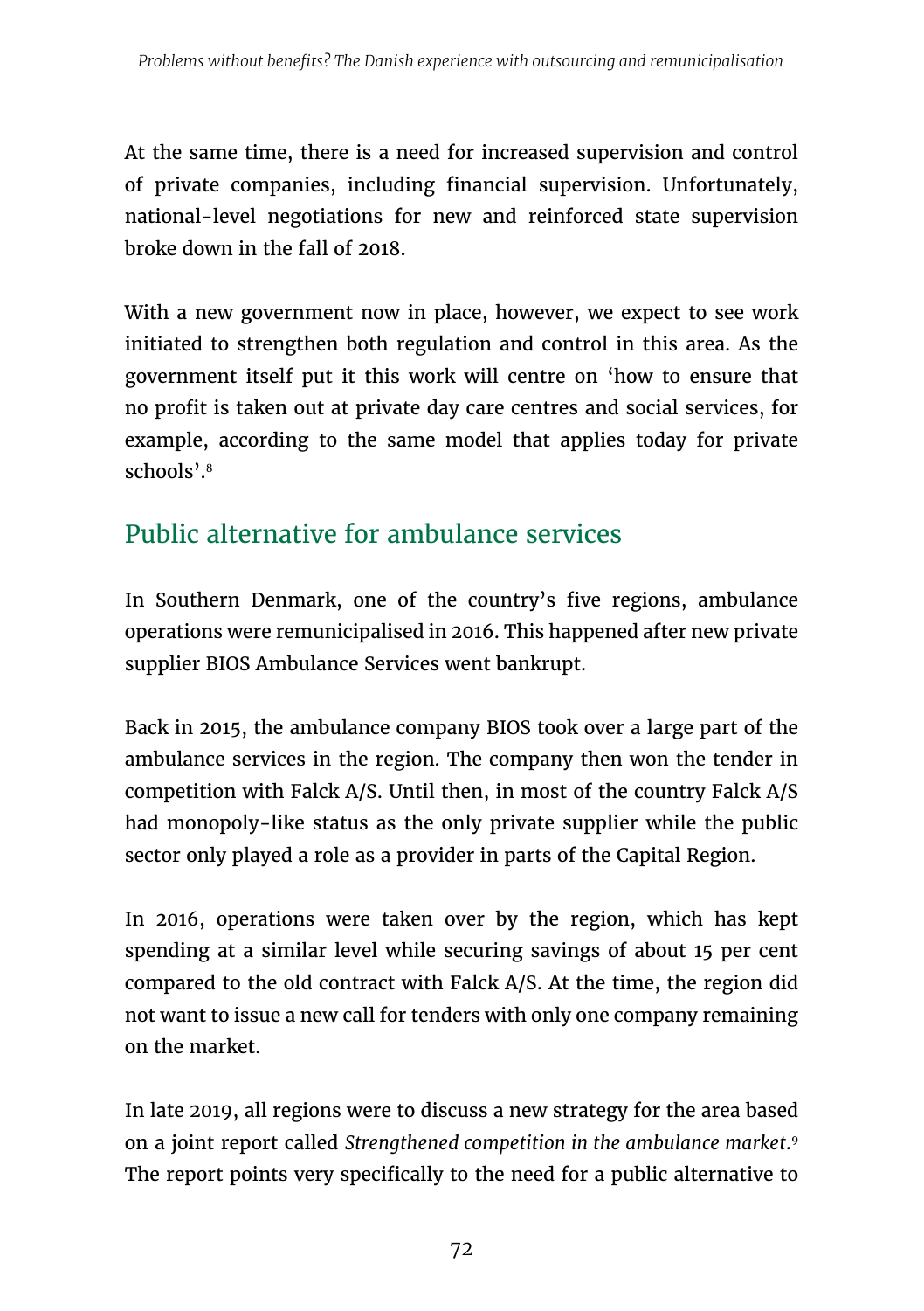At the same time, there is a need for increased supervision and control of private companies, including financial supervision. Unfortunately, national-level negotiations for new and reinforced state supervision broke down in the fall of 2018.

With a new government now in place, however, we expect to see work initiated to strengthen both regulation and control in this area. As the government itself put it this work will centre on 'how to ensure that no profit is taken out at private day care centres and social services, for example, according to the same model that applies today for private schools'.[8]

## Public alternative for ambulance services

In Southern Denmark, one of the country's five regions, ambulance operations were remunicipalised in 2016. This happened after new private supplier BIOS Ambulance Services went bankrupt.

Back in 2015, the ambulance company BIOS took over a large part of the ambulance services in the region. The company then won the tender in competition with Falck A/S. Until then, in most of the country Falck A/S had monopoly-like status as the only private supplier while the public sector only played a role as a provider in parts of the Capital Region.

In 2016, operations were taken over by the region, which has kept spending at a similar level while securing savings of about 15 per cent compared to the old contract with Falck A/S. At the time, the region did not want to issue a new call for tenders with only one company remaining on the market.

In late 2019, all regions were to discuss a new strategy for the area based on a joint report called *Strengthened competition in the ambulance market*.[9] The report points very specifically to the need for a public alternative to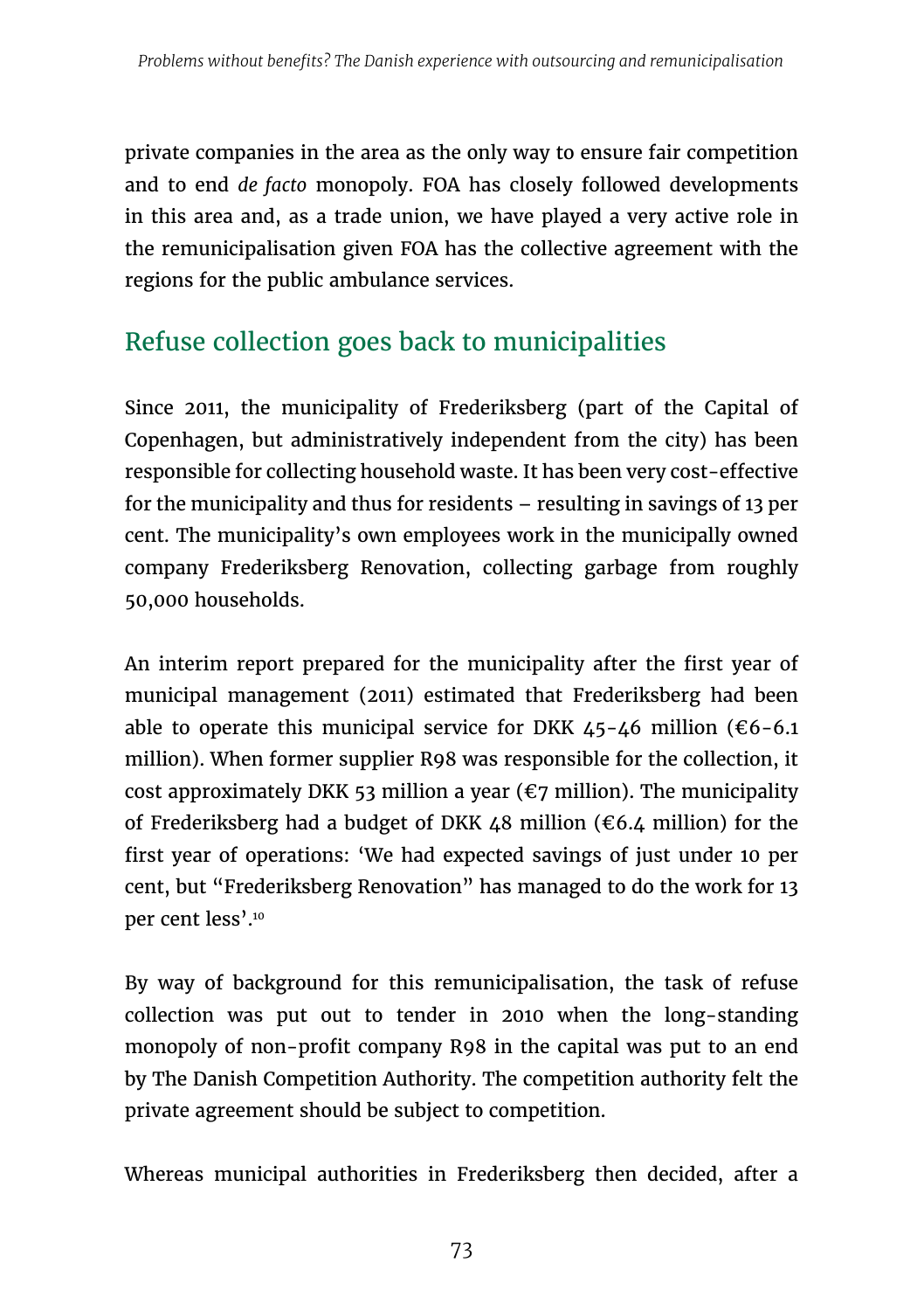private companies in the area as the only way to ensure fair competition and to end *de facto* monopoly. FOA has closely followed developments in this area and, as a trade union, we have played a very active role in the remunicipalisation given FOA has the collective agreement with the regions for the public ambulance services.

## Refuse collection goes back to municipalities

Since 2011, the municipality of Frederiksberg (part of the Capital of Copenhagen, but administratively independent from the city) has been responsible for collecting household waste. It has been very cost-effective for the municipality and thus for residents – resulting in savings of 13 per cent. The municipality's own employees work in the municipally owned company Frederiksberg Renovation, collecting garbage from roughly 50,000 households.

An interim report prepared for the municipality after the first year of municipal management (2011) estimated that Frederiksberg had been able to operate this municipal service for DKK 45-46 million (€6-6.1 million). When former supplier R98 was responsible for the collection, it cost approximately DKK 53 million a year (€7 million). The municipality of Frederiksberg had a budget of DKK 48 million (€6.4 million) for the first year of operations: 'We had expected savings of just under 10 per cent, but "Frederiksberg Renovation" has managed to do the work for 13 per cent less'.[10]

By way of background for this remunicipalisation, the task of refuse collection was put out to tender in 2010 when the long-standing monopoly of non-profit company R98 in the capital was put to an end by The Danish Competition Authority. The competition authority felt the private agreement should be subject to competition.

Whereas municipal authorities in Frederiksberg then decided, after a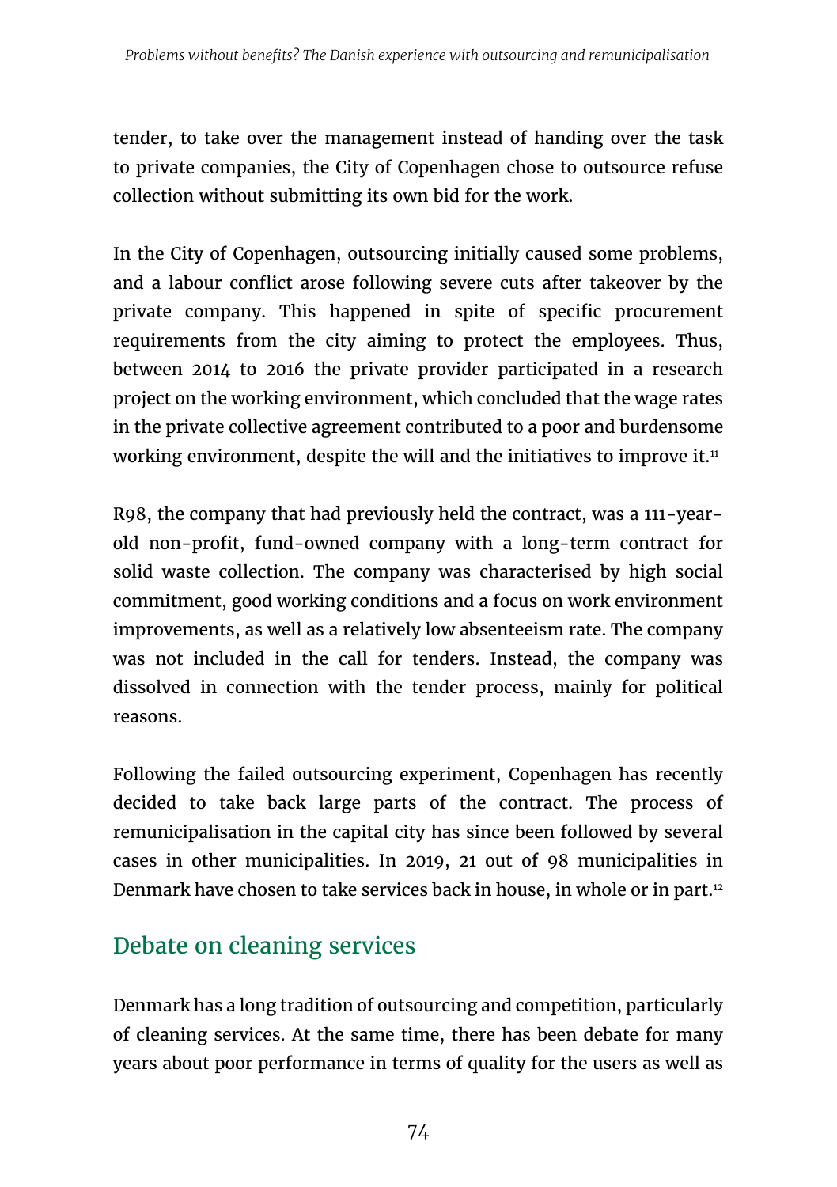tender, to take over the management instead of handing over the task to private companies, the City of Copenhagen chose to outsource refuse collection without submitting its own bid for the work.

In the City of Copenhagen, outsourcing initially caused some problems, and a labour conflict arose following severe cuts after takeover by the private company. This happened in spite of specific procurement requirements from the city aiming to protect the employees. Thus, between 2014 to 2016 the private provider participated in a research project on the working environment, which concluded that the wage rates in the private collective agreement contributed to a poor and burdensome working environment, despite the will and the initiatives to improve it.[11]

R98, the company that had previously held the contract, was a 111-year-old non-profit, fund-owned company with a long-term contract for solid waste collection. The company was characterised by high social commitment, good working conditions and a focus on work environment improvements, as well as a relatively low absenteeism rate. The company was not included in the call for tenders. Instead, the company was dissolved in connection with the tender process, mainly for political reasons.

Following the failed outsourcing experiment, Copenhagen has recently decided to take back large parts of the contract. The process of remunicipalisation in the capital city has since been followed by several cases in other municipalities. In 2019, 21 out of 98 municipalities in Denmark have chosen to take services back in house, in whole or in part.[12]

## Debate on cleaning services

Denmark has a long tradition of outsourcing and competition, particularly of cleaning services. At the same time, there has been debate for many years about poor performance in terms of quality for the users as well as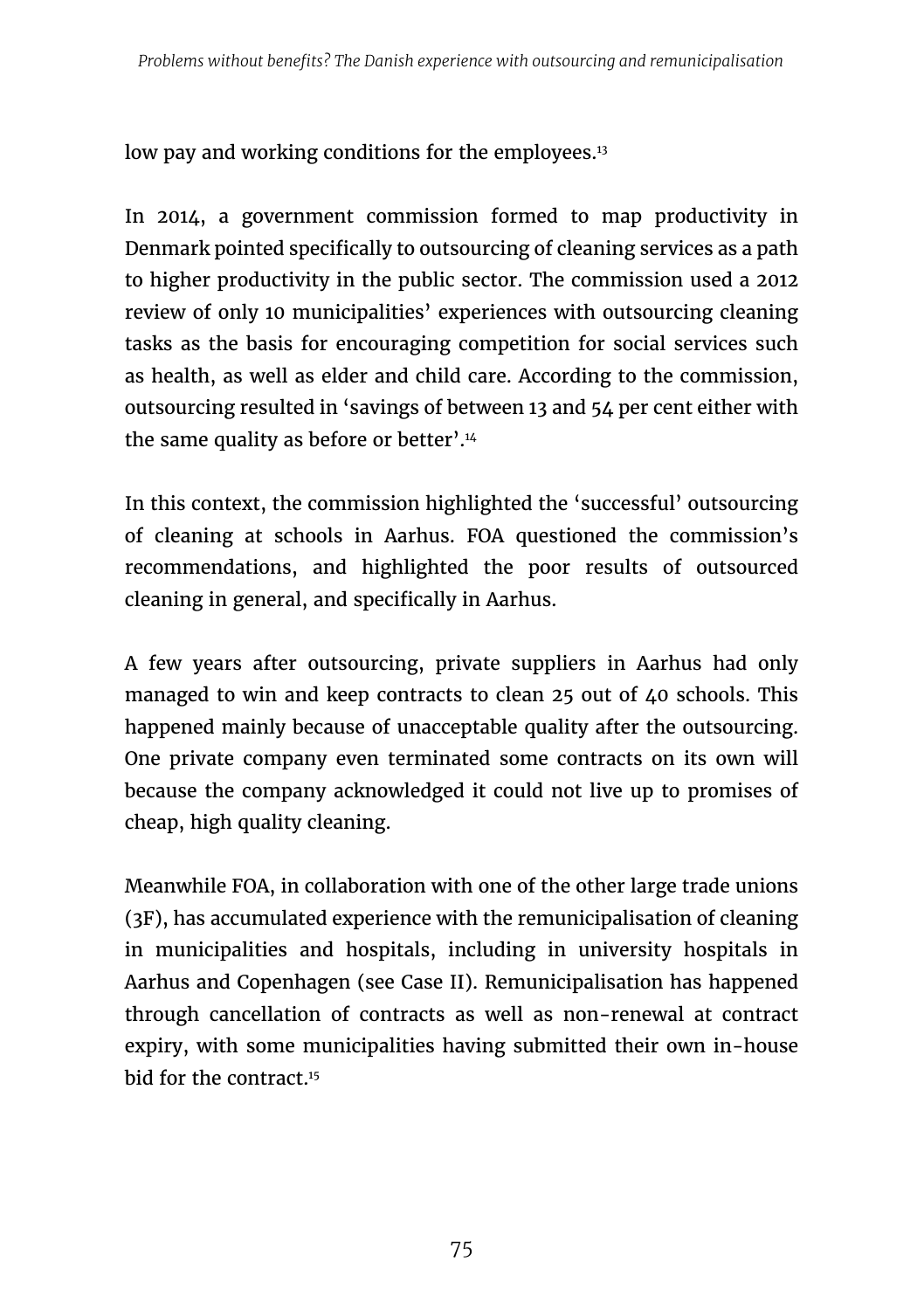low pay and working conditions for the employees.[13]

In 2014, a government commission formed to map productivity in Denmark pointed specifically to outsourcing of cleaning services as a path to higher productivity in the public sector. The commission used a 2012 review of only 10 municipalities' experiences with outsourcing cleaning tasks as the basis for encouraging competition for social services such as health, as well as elder and child care. According to the commission, outsourcing resulted in 'savings of between 13 and 54 per cent either with the same quality as before or better'.[14]

In this context, the commission highlighted the 'successful' outsourcing of cleaning at schools in Aarhus. FOA questioned the commission's recommendations, and highlighted the poor results of outsourced cleaning in general, and specifically in Aarhus.

A few years after outsourcing, private suppliers in Aarhus had only managed to win and keep contracts to clean 25 out of 40 schools. This happened mainly because of unacceptable quality after the outsourcing. One private company even terminated some contracts on its own will because the company acknowledged it could not live up to promises of cheap, high quality cleaning.

Meanwhile FOA, in collaboration with one of the other large trade unions (3F), has accumulated experience with the remunicipalisation of cleaning in municipalities and hospitals, including in university hospitals in Aarhus and Copenhagen (see Case II). Remunicipalisation has happened through cancellation of contracts as well as non-renewal at contract expiry, with some municipalities having submitted their own in-house bid for the contract.[15]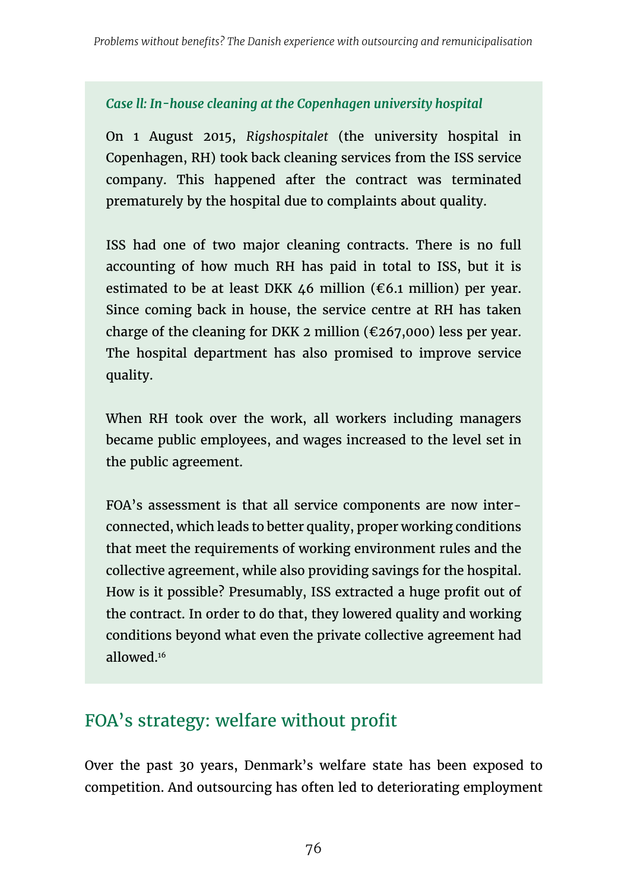### *Case ll: In-house cleaning at the Copenhagen university hospital*

On 1 August 2015, *Rigshospitalet* (the university hospital in Copenhagen, RH) took back cleaning services from the ISS service company. This happened after the contract was terminated prematurely by the hospital due to complaints about quality.

ISS had one of two major cleaning contracts. There is no full accounting of how much RH has paid in total to ISS, but it is estimated to be at least DKK 46 million (€6.1 million) per year. Since coming back in house, the service centre at RH has taken charge of the cleaning for DKK 2 million (€267,000) less per year. The hospital department has also promised to improve service quality.

When RH took over the work, all workers including managers became public employees, and wages increased to the level set in the public agreement.

FOA's assessment is that all service components are now interconnected, which leads to better quality, proper working conditions that meet the requirements of working environment rules and the collective agreement, while also providing savings for the hospital. How is it possible? Presumably, ISS extracted a huge profit out of the contract. In order to do that, they lowered quality and working conditions beyond what even the private collective agreement had allowed.[16]

## FOA's strategy: welfare without profit

Over the past 30 years, Denmark's welfare state has been exposed to competition. And outsourcing has often led to deteriorating employment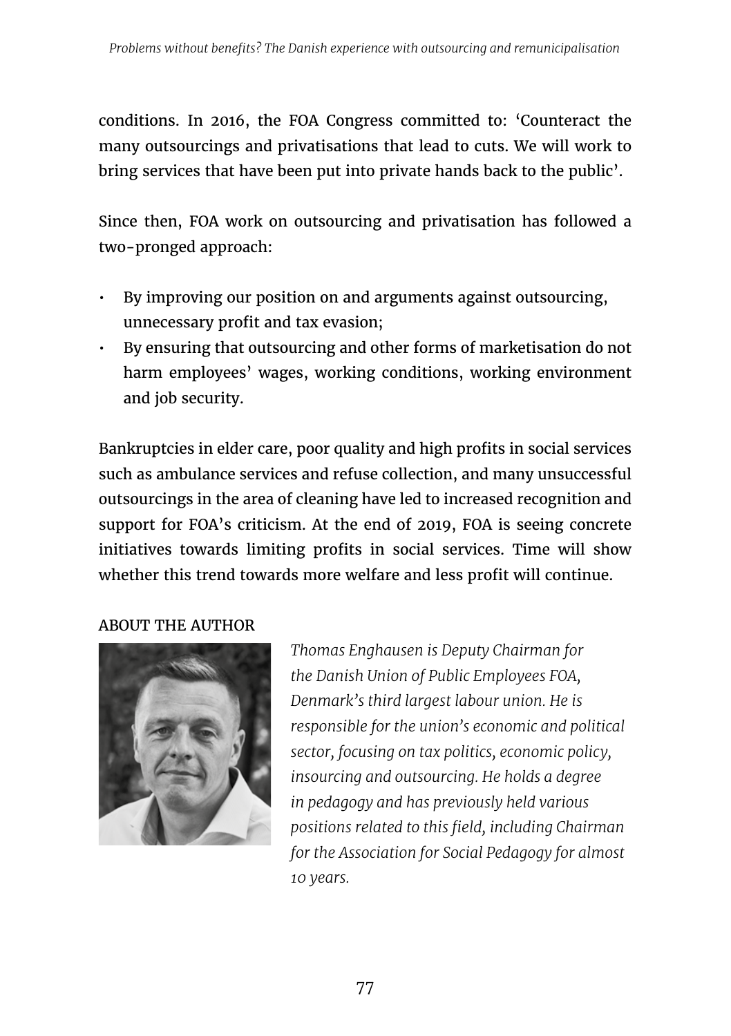conditions. In 2016, the FOA Congress committed to: 'Counteract the many outsourcings and privatisations that lead to cuts. We will work to bring services that have been put into private hands back to the public'.

Since then, FOA work on outsourcing and privatisation has followed a two-pronged approach:

- By improving our position on and arguments against outsourcing, unnecessary profit and tax evasion;
- By ensuring that outsourcing and other forms of marketisation do not harm employees' wages, working conditions, working environment and job security.

Bankruptcies in elder care, poor quality and high profits in social services such as ambulance services and refuse collection, and many unsuccessful outsourcings in the area of cleaning have led to increased recognition and support for FOA's criticism. At the end of 2019, FOA is seeing concrete initiatives towards limiting profits in social services. Time will show whether this trend towards more welfare and less profit will continue.

ABOUT THE AUTHOR

*Thomas Enghausen is Deputy Chairman for the Danish Union of Public Employees FOA, Denmark's third largest labour union. He is responsible for the union's economic and political sector, focusing on tax politics, economic policy, insourcing and outsourcing. He holds a degree in pedagogy and has previously held various positions related to this field, including Chairman for the Association for Social Pedagogy for almost 10 years.*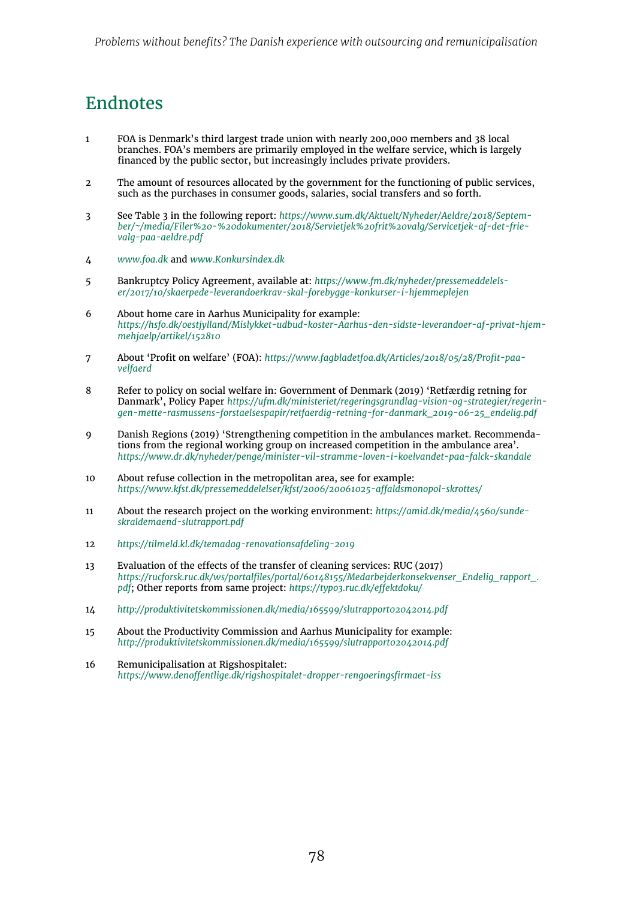# Endnotes

1 FOA is Denmark's third largest trade union with nearly 200,000 members and 38 local branches. FOA's members are primarily employed in the welfare service, which is largely financed by the public sector, but increasingly includes private providers.

2 The amount of resources allocated by the government for the functioning of public services, such as the purchases in consumer goods, salaries, social transfers and so forth.

3 See Table 3 in the following report: *https://www.sum.dk/Aktuelt/Nyheder/Aeldre/2018/September/~/media/Filer%20-%20dokumenter/2018/Servietjek%20frit%20valg/Servicetjek-af-det-frie-valg-paa-aeldre.pdf*

4 *www.foa.dk* and *www.Konkursindex.dk*

5 Bankruptcy Policy Agreement, available at: *https://www.fm.dk/nyheder/pressemeddelelser/2017/10/skaerpede-leverandoerkrav-skal-forebygge-konkurser-i-hjemmeplejen*

6 About home care in Aarhus Municipality for example: *https://hsfo.dk/oestjylland/Mislykket-udbud-koster-Aarhus-den-sidste-leverandoer-af-privat-hjemmehjaelp/artikel/152810*

7 About 'Profit on welfare' (FOA): *https://www.fagbladetfoa.dk/Articles/2018/05/28/Profit-paa-velfaerd*

8 Refer to policy on social welfare in: Government of Denmark (2019) 'Retfærdig retning for Danmark', Policy Paper *https://ufm.dk/ministeriet/regeringsgrundlag-vision-og-strategier/regeringen-mette-rasmussens-forstaelsespapir/retfaerdig-retning-for-danmark_2019-06-25_endelig.pdf*

9 Danish Regions (2019) 'Strengthening competition in the ambulances market. Recommendations from the regional working group on increased competition in the ambulance area'. *https://www.dr.dk/nyheder/penge/minister-vil-stramme-loven-i-koelvandet-paa-falck-skandale*

10 About refuse collection in the metropolitan area, see for example: *https://www.kfst.dk/pressemeddelelser/kfst/2006/20061025-affaldsmonopol-skrottes/*

11 About the research project on the working environment: *https://amid.dk/media/4560/sunde-skraldemaend-slutrapport.pdf*

12 *https://tilmeld.kl.dk/temadag-renovationsafdeling-2019*

13 Evaluation of the effects of the transfer of cleaning services: RUC (2017) *https://rucforsk.ruc.dk/ws/portalfiles/portal/60148155/Medarbejderkonsekvenser_Endelig_rapport_.pdf*; Other reports from same project: *https://typo3.ruc.dk/effektdoku/*

14 *http://produktivitetskommissionen.dk/media/165599/slutrapport02042014.pdf*

15 About the Productivity Commission and Aarhus Municipality for example: *http://produktivitetskommissionen.dk/media/165599/slutrapport02042014.pdf*

16 Remunicipalisation at Rigshospitalet: *https://www.denoffentlige.dk/rigshospitalet-dropper-rengoeringsfirmaet-iss*